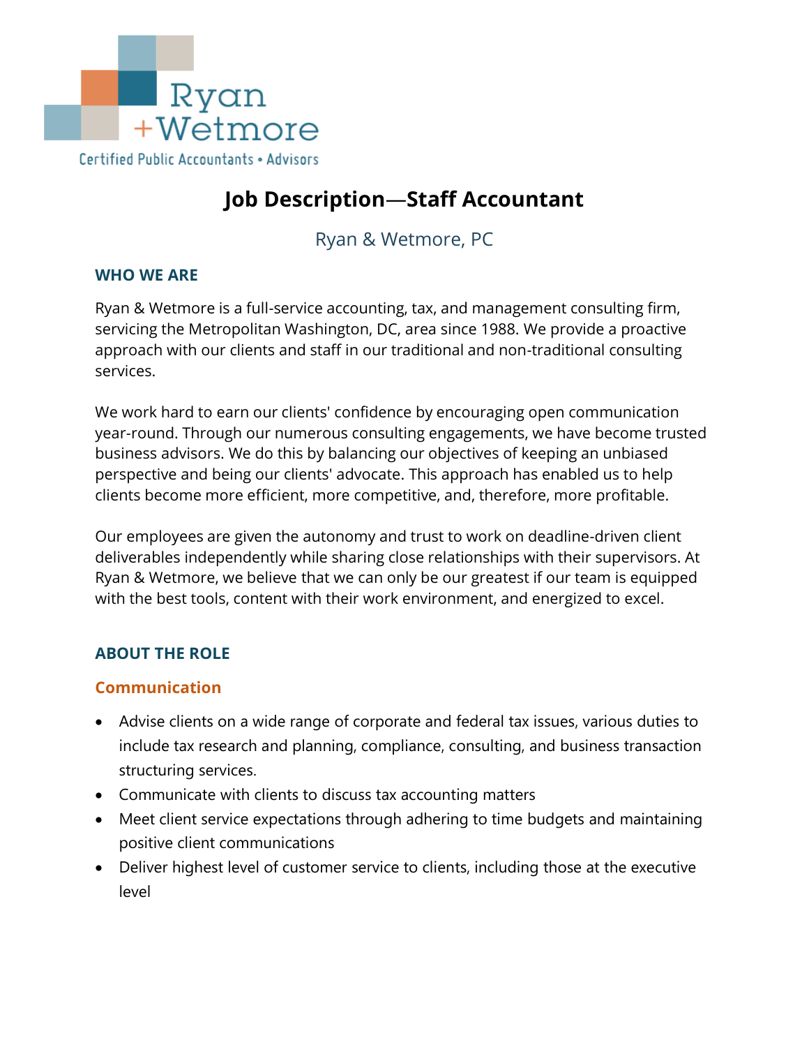Ryan + Wetmore

Certified Public Accountants • Advisors

# Job Description—Staff Accountant

Ryan & Wetmore, PC

## WHO WE ARE

Ryan & Wetmore is a full-service accounting, tax, and management consulting firm, servicing the Metropolitan Washington, DC, area since 1988. We provide a proactive approach with our clients and staff in our traditional and non-traditional consulting services.

We work hard to earn our clients' confidence by encouraging open communication year-round. Through our numerous consulting engagements, we have become trusted business advisors. We do this by balancing our objectives of keeping an unbiased perspective and being our clients' advocate. This approach has enabled us to help clients become more efficient, more competitive, and, therefore, more profitable.

Our employees are given the autonomy and trust to work on deadline-driven client deliverables independently while sharing close relationships with their supervisors. At Ryan & Wetmore, we believe that we can only be our greatest if our team is equipped with the best tools, content with their work environment, and energized to excel.

## ABOUT THE ROLE

### Communication

- Advise clients on a wide range of corporate and federal tax issues, various duties to include tax research and planning, compliance, consulting, and business transaction structuring services.
- Communicate with clients to discuss tax accounting matters
- Meet client service expectations through adhering to time budgets and maintaining positive client communications
- Deliver highest level of customer service to clients, including those at the executive level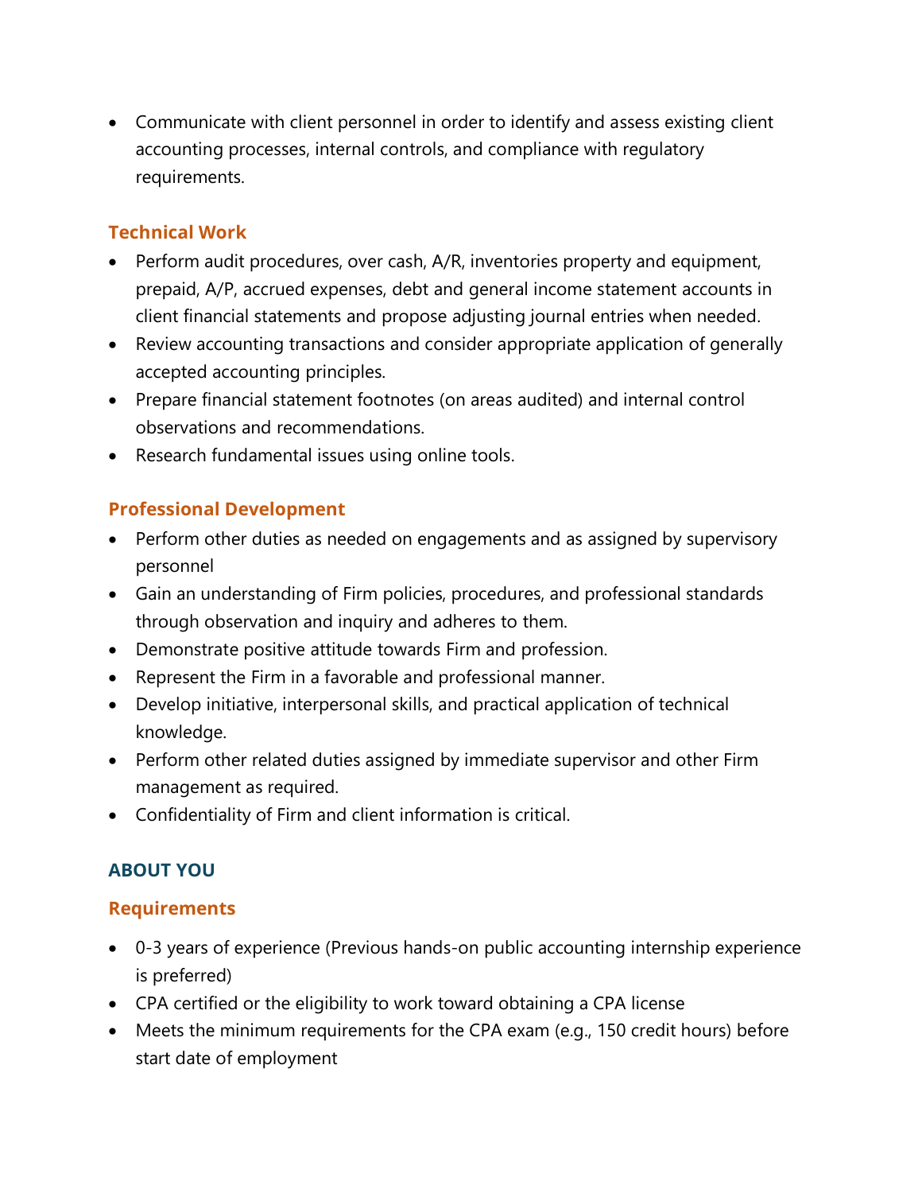- Communicate with client personnel in order to identify and assess existing client accounting processes, internal controls, and compliance with regulatory requirements.

### Technical Work

- Perform audit procedures, over cash, A/R, inventories property and equipment, prepaid, A/P, accrued expenses, debt and general income statement accounts in client financial statements and propose adjusting journal entries when needed.
- Review accounting transactions and consider appropriate application of generally accepted accounting principles.
- Prepare financial statement footnotes (on areas audited) and internal control observations and recommendations.
- Research fundamental issues using online tools.

### Professional Development

- Perform other duties as needed on engagements and as assigned by supervisory personnel
- Gain an understanding of Firm policies, procedures, and professional standards through observation and inquiry and adheres to them.
- Demonstrate positive attitude towards Firm and profession.
- Represent the Firm in a favorable and professional manner.
- Develop initiative, interpersonal skills, and practical application of technical knowledge.
- Perform other related duties assigned by immediate supervisor and other Firm management as required.
- Confidentiality of Firm and client information is critical.

## ABOUT YOU

### Requirements

- 0-3 years of experience (Previous hands-on public accounting internship experience is preferred)
- CPA certified or the eligibility to work toward obtaining a CPA license
- Meets the minimum requirements for the CPA exam (e.g., 150 credit hours) before start date of employment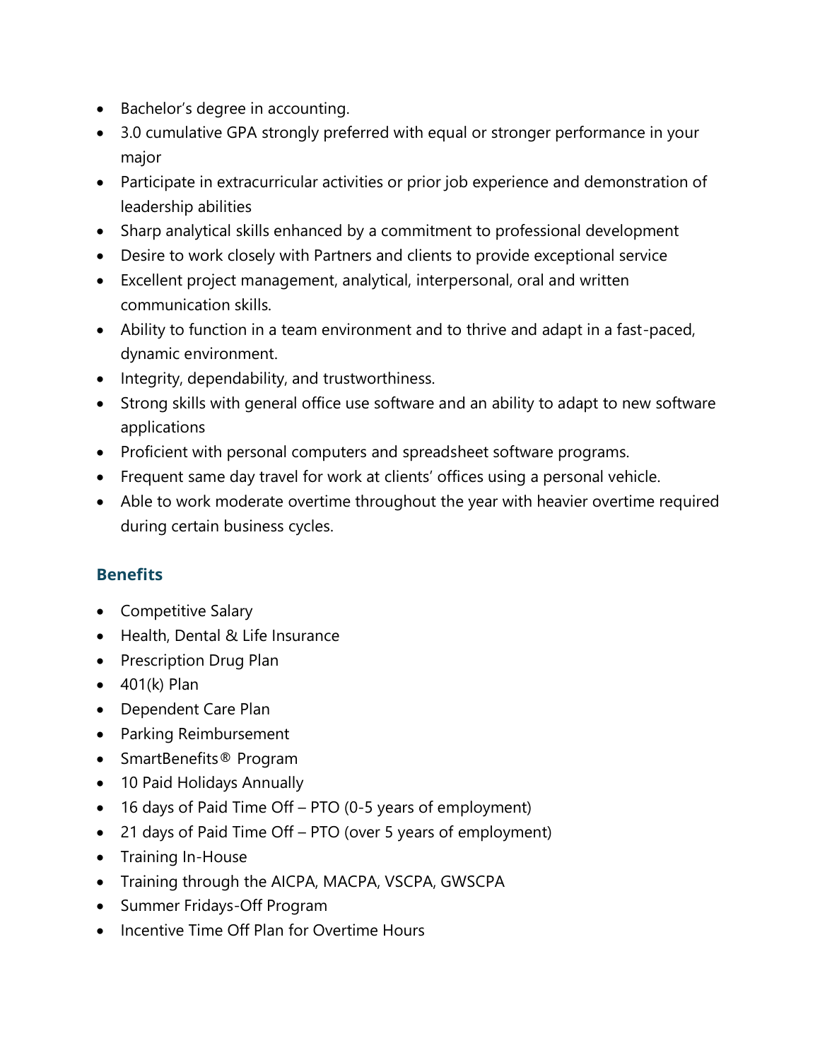- Bachelor's degree in accounting.
- 3.0 cumulative GPA strongly preferred with equal or stronger performance in your major
- Participate in extracurricular activities or prior job experience and demonstration of leadership abilities
- Sharp analytical skills enhanced by a commitment to professional development
- Desire to work closely with Partners and clients to provide exceptional service
- Excellent project management, analytical, interpersonal, oral and written communication skills.
- Ability to function in a team environment and to thrive and adapt in a fast-paced, dynamic environment.
- Integrity, dependability, and trustworthiness.
- Strong skills with general office use software and an ability to adapt to new software applications
- Proficient with personal computers and spreadsheet software programs.
- Frequent same day travel for work at clients' offices using a personal vehicle.
- Able to work moderate overtime throughout the year with heavier overtime required during certain business cycles.

## Benefits

- Competitive Salary
- Health, Dental & Life Insurance
- Prescription Drug Plan
- 401(k) Plan
- Dependent Care Plan
- Parking Reimbursement
- SmartBenefits® Program
- 10 Paid Holidays Annually
- 16 days of Paid Time Off – PTO (0-5 years of employment)
- 21 days of Paid Time Off – PTO (over 5 years of employment)
- Training In-House
- Training through the AICPA, MACPA, VSCPA, GWSCPA
- Summer Fridays-Off Program
- Incentive Time Off Plan for Overtime Hours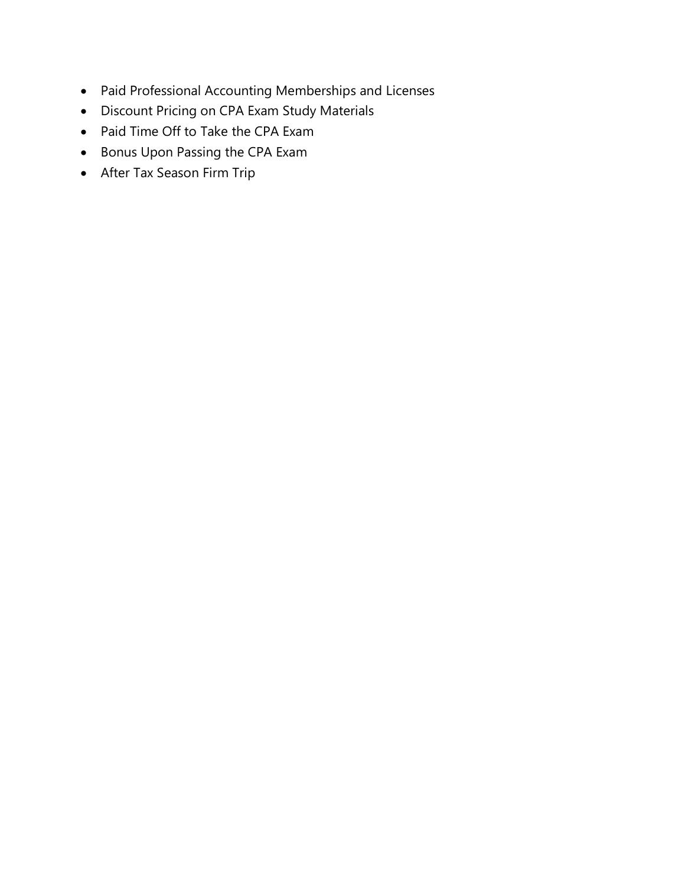- Paid Professional Accounting Memberships and Licenses
- Discount Pricing on CPA Exam Study Materials
- Paid Time Off to Take the CPA Exam
- Bonus Upon Passing the CPA Exam
- After Tax Season Firm Trip